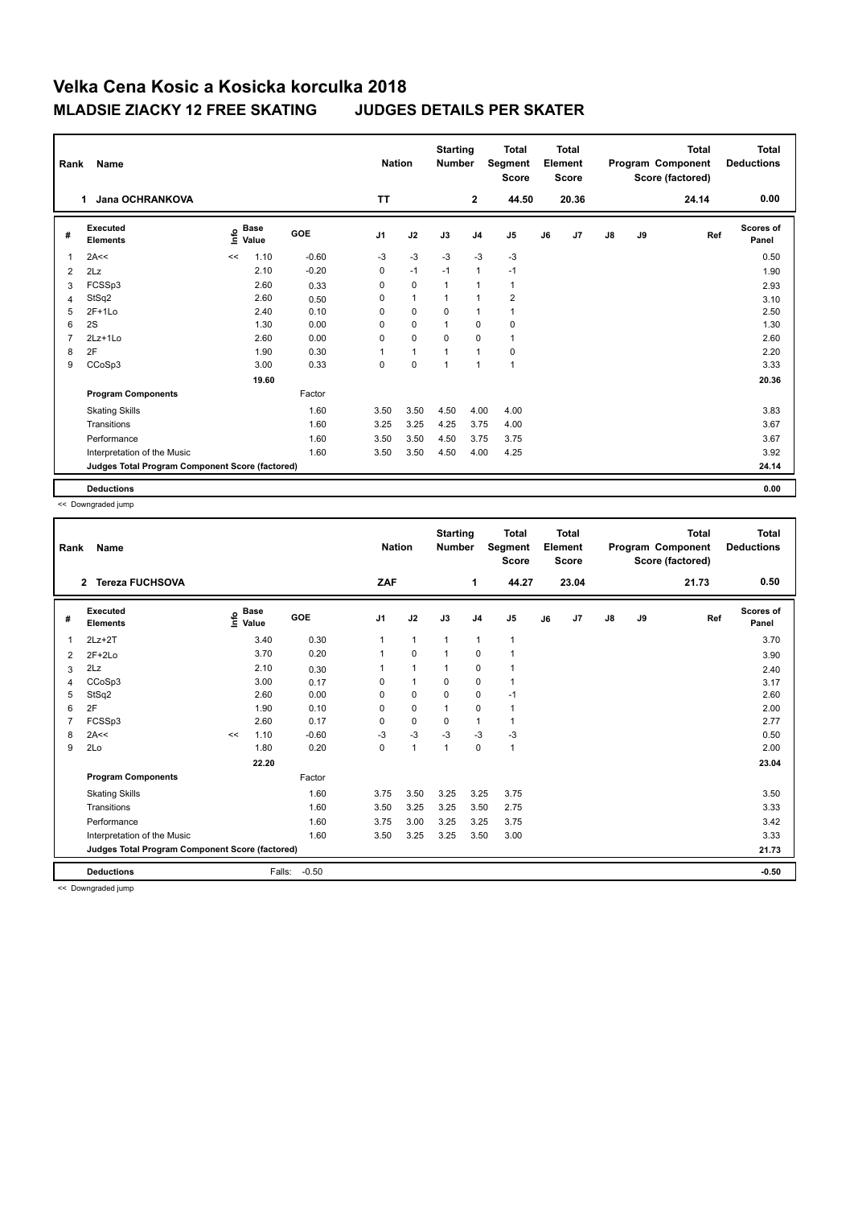# Velka Cena Kosic a Kosicka korculka 2018

## MLADSIE ZIACKY 12 FREE SKATING JUDGES DETAILS PER SKATER

| Rank | Name | Nation | Starting Number | Total Segment Score | Total Element Score | Total Program Component Score (factored) | Total Deductions |
|---|---|---|---|---|---|---|---|
| 1 | Jana OCHRANKOVA | TT | 2 | 44.50 | 20.36 | 24.14 | 0.00 |

| # | Executed Elements | Info | Base Value | GOE | J1 | J2 | J3 | J4 | J5 | J6 | J7 | J8 | J9 | Ref | Scores of Panel |
|---|---|---|---|---|---|---|---|---|---|---|---|---|---|---|---|
| 1 | 2A<< | << | 1.10 | -0.60 | -3 | -3 | -3 | -3 | -3 | | | | | | 0.50 |
| 2 | 2Lz | | 2.10 | -0.20 | 0 | -1 | -1 | 1 | -1 | | | | | | 1.90 |
| 3 | FCSSp3 | | 2.60 | 0.33 | 0 | 0 | 1 | 1 | 1 | | | | | | 2.93 |
| 4 | StSq2 | | 2.60 | 0.50 | 0 | 1 | 1 | 1 | 2 | | | | | | 3.10 |
| 5 | 2F+1Lo | | 2.40 | 0.10 | 0 | 0 | 0 | 1 | 1 | | | | | | 2.50 |
| 6 | 2S | | 1.30 | 0.00 | 0 | 0 | 1 | 0 | 0 | | | | | | 1.30 |
| 7 | 2Lz+1Lo | | 2.60 | 0.00 | 0 | 0 | 0 | 0 | 1 | | | | | | 2.60 |
| 8 | 2F | | 1.90 | 0.30 | 1 | 1 | 1 | 1 | 0 | | | | | | 2.20 |
| 9 | CCoSp3 | | 3.00 | 0.33 | 0 | 0 | 1 | 1 | 1 | | | | | | 3.33 |
| | | | 19.60 | | | | | | | | | | | | 20.36 |
| | **Program Components** | | | Factor | | | | | | | | | | | |
| | Skating Skills | | | 1.60 | 3.50 | 3.50 | 4.50 | 4.00 | 4.00 | | | | | | 3.83 |
| | Transitions | | | 1.60 | 3.25 | 3.25 | 4.25 | 3.75 | 4.00 | | | | | | 3.67 |
| | Performance | | | 1.60 | 3.50 | 3.50 | 4.50 | 3.75 | 3.75 | | | | | | 3.67 |
| | Interpretation of the Music | | | 1.60 | 3.50 | 3.50 | 4.50 | 4.00 | 4.25 | | | | | | 3.92 |
| | **Judges Total Program Component Score (factored)** | | | | | | | | | | | | | | 24.14 |
| | **Deductions** | | | | | | | | | | | | | | 0.00 |

<< Downgraded jump

| Rank | Name | Nation | Starting Number | Total Segment Score | Total Element Score | Total Program Component Score (factored) | Total Deductions |
|---|---|---|---|---|---|---|---|
| 2 | Tereza FUCHSOVA | ZAF | 1 | 44.27 | 23.04 | 21.73 | 0.50 |

| # | Executed Elements | Info | Base Value | GOE | J1 | J2 | J3 | J4 | J5 | J6 | J7 | J8 | J9 | Ref | Scores of Panel |
|---|---|---|---|---|---|---|---|---|---|---|---|---|---|---|---|
| 1 | 2Lz+2T | | 3.40 | 0.30 | 1 | 1 | 1 | 1 | 1 | | | | | | 3.70 |
| 2 | 2F+2Lo | | 3.70 | 0.20 | 1 | 0 | 1 | 0 | 1 | | | | | | 3.90 |
| 3 | 2Lz | | 2.10 | 0.30 | 1 | 1 | 1 | 0 | 1 | | | | | | 2.40 |
| 4 | CCoSp3 | | 3.00 | 0.17 | 0 | 1 | 0 | 0 | 1 | | | | | | 3.17 |
| 5 | StSq2 | | 2.60 | 0.00 | 0 | 0 | 0 | 0 | -1 | | | | | | 2.60 |
| 6 | 2F | | 1.90 | 0.10 | 0 | 0 | 1 | 0 | 1 | | | | | | 2.00 |
| 7 | FCSSp3 | | 2.60 | 0.17 | 0 | 0 | 0 | 1 | 1 | | | | | | 2.77 |
| 8 | 2A<< | << | 1.10 | -0.60 | -3 | -3 | -3 | -3 | -3 | | | | | | 0.50 |
| 9 | 2Lo | | 1.80 | 0.20 | 0 | 1 | 1 | 0 | 1 | | | | | | 2.00 |
| | | | 22.20 | | | | | | | | | | | | 23.04 |
| | **Program Components** | | | Factor | | | | | | | | | | | |
| | Skating Skills | | | 1.60 | 3.75 | 3.50 | 3.25 | 3.25 | 3.75 | | | | | | 3.50 |
| | Transitions | | | 1.60 | 3.50 | 3.25 | 3.25 | 3.50 | 2.75 | | | | | | 3.33 |
| | Performance | | | 1.60 | 3.75 | 3.00 | 3.25 | 3.25 | 3.75 | | | | | | 3.42 |
| | Interpretation of the Music | | | 1.60 | 3.50 | 3.25 | 3.25 | 3.50 | 3.00 | | | | | | 3.33 |
| | **Judges Total Program Component Score (factored)** | | | | | | | | | | | | | | 21.73 |
| | **Deductions** | | Falls: | -0.50 | | | | | | | | | | | -0.50 |

<< Downgraded jump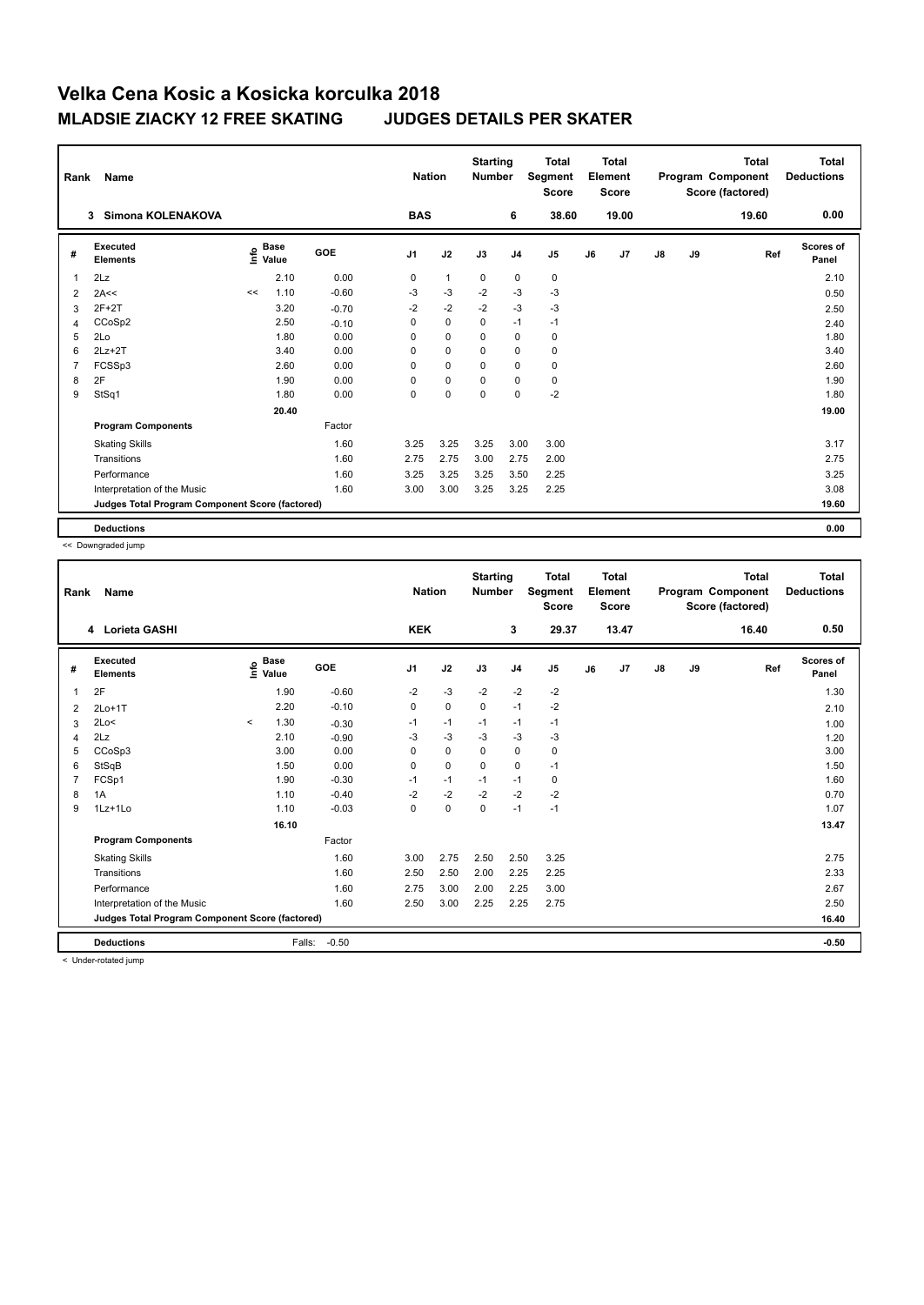# Velka Cena Kosic a Kosicka korculka 2018

## MLADSIE ZIACKY 12 FREE SKATING JUDGES DETAILS PER SKATER

| Rank | Name | Nation | Starting Number | Total Segment Score | Total Element Score | Total Program Component Score (factored) | Total Deductions |
|---|---|---|---|---|---|---|---|
| 3 | Simona KOLENAKOVA | BAS | 6 | 38.60 | 19.00 | 19.60 | 0.00 |

| # | Executed Elements | Info | Base Value | GOE | J1 | J2 | J3 | J4 | J5 | J6 | J7 | J8 | J9 | Ref | Scores of Panel |
|---|---|---|---|---|---|---|---|---|---|---|---|---|---|---|---|
| 1 | 2Lz | | 2.10 | 0.00 | 0 | 1 | 0 | 0 | 0 | | | | | | 2.10 |
| 2 | 2A<< | << | 1.10 | -0.60 | -3 | -3 | -2 | -3 | -3 | | | | | | 0.50 |
| 3 | 2F+2T | | 3.20 | -0.70 | -2 | -2 | -2 | -3 | -3 | | | | | | 2.50 |
| 4 | CCoSp2 | | 2.50 | -0.10 | 0 | 0 | 0 | -1 | -1 | | | | | | 2.40 |
| 5 | 2Lo | | 1.80 | 0.00 | 0 | 0 | 0 | 0 | 0 | | | | | | 1.80 |
| 6 | 2Lz+2T | | 3.40 | 0.00 | 0 | 0 | 0 | 0 | 0 | | | | | | 3.40 |
| 7 | FCSSp3 | | 2.60 | 0.00 | 0 | 0 | 0 | 0 | 0 | | | | | | 2.60 |
| 8 | 2F | | 1.90 | 0.00 | 0 | 0 | 0 | 0 | 0 | | | | | | 1.90 |
| 9 | StSq1 | | 1.80 | 0.00 | 0 | 0 | 0 | 0 | -2 | | | | | | 1.80 |
| | | | 20.40 | | | | | | | | | | | | 19.00 |
| | **Program Components** | | | Factor | | | | | | | | | | | |
| | Skating Skills | | | 1.60 | 3.25 | 3.25 | 3.25 | 3.00 | 3.00 | | | | | | 3.17 |
| | Transitions | | | 1.60 | 2.75 | 2.75 | 3.00 | 2.75 | 2.00 | | | | | | 2.75 |
| | Performance | | | 1.60 | 3.25 | 3.25 | 3.25 | 3.50 | 2.25 | | | | | | 3.25 |
| | Interpretation of the Music | | | 1.60 | 3.00 | 3.00 | 3.25 | 3.25 | 2.25 | | | | | | 3.08 |
| | **Judges Total Program Component Score (factored)** | | | | | | | | | | | | | | 19.60 |
| | **Deductions** | | | | | | | | | | | | | | 0.00 |

<< Downgraded jump

| Rank | Name | Nation | Starting Number | Total Segment Score | Total Element Score | Total Program Component Score (factored) | Total Deductions |
|---|---|---|---|---|---|---|---|
| 4 | Lorieta GASHI | KEK | 3 | 29.37 | 13.47 | 16.40 | 0.50 |

| # | Executed Elements | Info | Base Value | GOE | J1 | J2 | J3 | J4 | J5 | J6 | J7 | J8 | J9 | Ref | Scores of Panel |
|---|---|---|---|---|---|---|---|---|---|---|---|---|---|---|---|
| 1 | 2F | | 1.90 | -0.60 | -2 | -3 | -2 | -2 | -2 | | | | | | 1.30 |
| 2 | 2Lo+1T | | 2.20 | -0.10 | 0 | 0 | 0 | -1 | -2 | | | | | | 2.10 |
| 3 | 2Lo< | < | 1.30 | -0.30 | -1 | -1 | -1 | -1 | -1 | | | | | | 1.00 |
| 4 | 2Lz | | 2.10 | -0.90 | -3 | -3 | -3 | -3 | -3 | | | | | | 1.20 |
| 5 | CCoSp3 | | 3.00 | 0.00 | 0 | 0 | 0 | 0 | 0 | | | | | | 3.00 |
| 6 | StSqB | | 1.50 | 0.00 | 0 | 0 | 0 | 0 | -1 | | | | | | 1.50 |
| 7 | FCSp1 | | 1.90 | -0.30 | -1 | -1 | -1 | -1 | 0 | | | | | | 1.60 |
| 8 | 1A | | 1.10 | -0.40 | -2 | -2 | -2 | -2 | -2 | | | | | | 0.70 |
| 9 | 1Lz+1Lo | | 1.10 | -0.03 | 0 | 0 | 0 | -1 | -1 | | | | | | 1.07 |
| | | | 16.10 | | | | | | | | | | | | 13.47 |
| | **Program Components** | | | Factor | | | | | | | | | | | |
| | Skating Skills | | | 1.60 | 3.00 | 2.75 | 2.50 | 2.50 | 3.25 | | | | | | 2.75 |
| | Transitions | | | 1.60 | 2.50 | 2.50 | 2.00 | 2.25 | 2.25 | | | | | | 2.33 |
| | Performance | | | 1.60 | 2.75 | 3.00 | 2.00 | 2.25 | 3.00 | | | | | | 2.67 |
| | Interpretation of the Music | | | 1.60 | 2.50 | 3.00 | 2.25 | 2.25 | 2.75 | | | | | | 2.50 |
| | **Judges Total Program Component Score (factored)** | | | | | | | | | | | | | | 16.40 |
| | **Deductions** | | Falls: | -0.50 | | | | | | | | | | | -0.50 |

< Under-rotated jump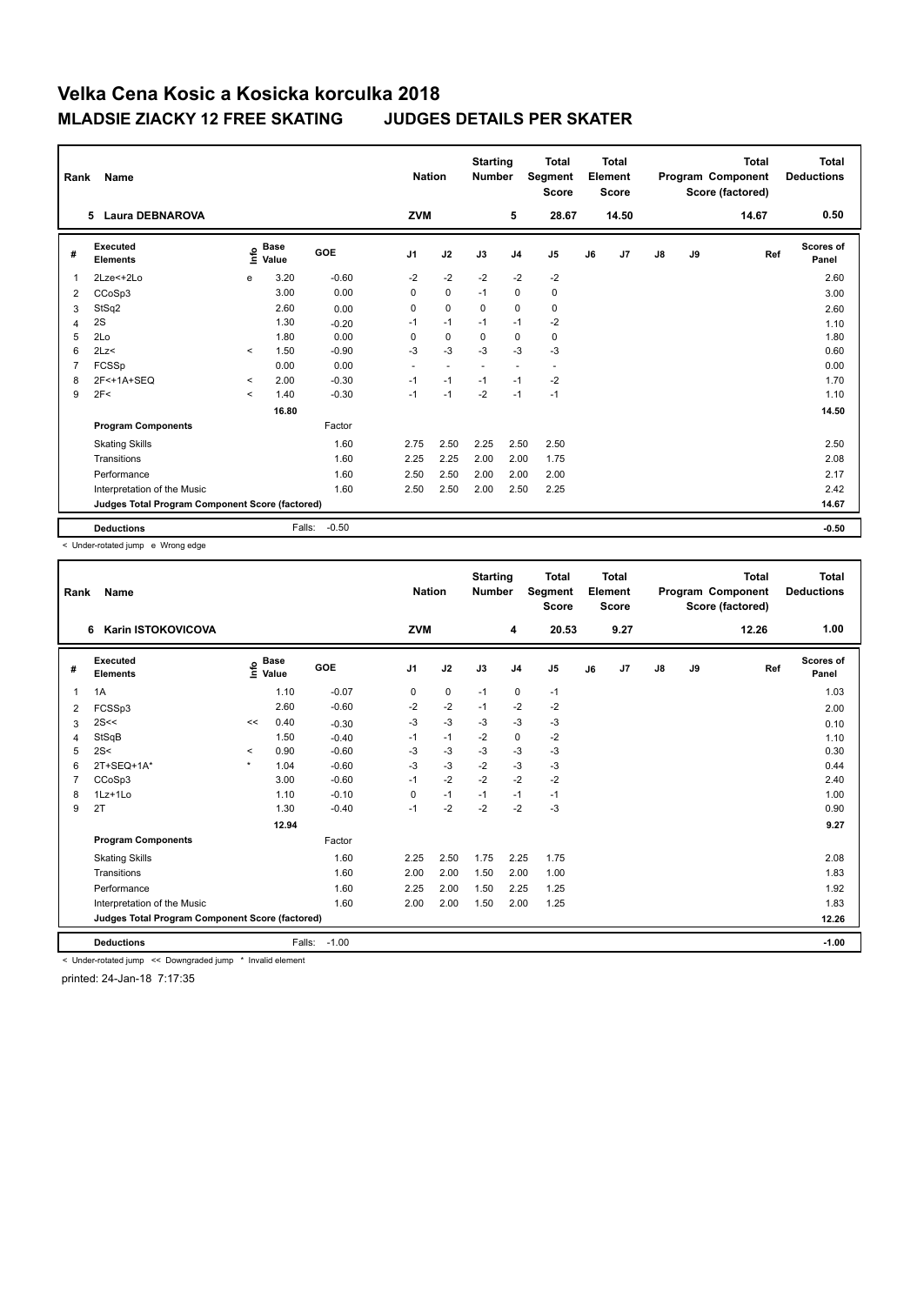# Velka Cena Kosic a Kosicka korculka 2018

## MLADSIE ZIACKY 12 FREE SKATING JUDGES DETAILS PER SKATER

| Rank | Name | Nation | Starting Number | Total Segment Score | Total Element Score | Total Program Component Score (factored) | Total Deductions |
|---|---|---|---|---|---|---|---|
| 5 | Laura DEBNAROVA | ZVM | 5 | 28.67 | 14.50 | 14.67 | 0.50 |

| # | Executed Elements | Info | Base Value | GOE | J1 | J2 | J3 | J4 | J5 | J6 | J7 | J8 | J9 | Ref | Scores of Panel |
|---|---|---|---|---|---|---|---|---|---|---|---|---|---|---|---|
| 1 | 2Lze<+2Lo | e | 3.20 | -0.60 | -2 | -2 | -2 | -2 | -2 | | | | | | 2.60 |
| 2 | CCoSp3 | | 3.00 | 0.00 | 0 | 0 | -1 | 0 | 0 | | | | | | 3.00 |
| 3 | StSq2 | | 2.60 | 0.00 | 0 | 0 | 0 | 0 | 0 | | | | | | 2.60 |
| 4 | 2S | | 1.30 | -0.20 | -1 | -1 | -1 | -1 | -2 | | | | | | 1.10 |
| 5 | 2Lo | | 1.80 | 0.00 | 0 | 0 | 0 | 0 | 0 | | | | | | 1.80 |
| 6 | 2Lz< | < | 1.50 | -0.90 | -3 | -3 | -3 | -3 | -3 | | | | | | 0.60 |
| 7 | FCSSp | | 0.00 | 0.00 | - | - | - | - | - | | | | | | 0.00 |
| 8 | 2F<+1A+SEQ | < | 2.00 | -0.30 | -1 | -1 | -1 | -1 | -2 | | | | | | 1.70 |
| 9 | 2F< | < | 1.40 | -0.30 | -1 | -1 | -2 | -1 | -1 | | | | | | 1.10 |
| | | | 16.80 | | | | | | | | | | | | 14.50 |
| | **Program Components** | | | Factor | | | | | | | | | | | |
| | Skating Skills | | | 1.60 | 2.75 | 2.50 | 2.25 | 2.50 | 2.50 | | | | | | 2.50 |
| | Transitions | | | 1.60 | 2.25 | 2.25 | 2.00 | 2.00 | 1.75 | | | | | | 2.08 |
| | Performance | | | 1.60 | 2.50 | 2.50 | 2.00 | 2.00 | 2.00 | | | | | | 2.17 |
| | Interpretation of the Music | | | 1.60 | 2.50 | 2.50 | 2.00 | 2.50 | 2.25 | | | | | | 2.42 |
| | **Judges Total Program Component Score (factored)** | | | | | | | | | | | | | | 14.67 |
| | **Deductions** | | Falls: | -0.50 | | | | | | | | | | | -0.50 |

< Under-rotated jump e Wrong edge

| Rank | Name | Nation | Starting Number | Total Segment Score | Total Element Score | Total Program Component Score (factored) | Total Deductions |
|---|---|---|---|---|---|---|---|
| 6 | Karin ISTOKOVICOVA | ZVM | 4 | 20.53 | 9.27 | 12.26 | 1.00 |

| # | Executed Elements | Info | Base Value | GOE | J1 | J2 | J3 | J4 | J5 | J6 | J7 | J8 | J9 | Ref | Scores of Panel |
|---|---|---|---|---|---|---|---|---|---|---|---|---|---|---|---|
| 1 | 1A | | 1.10 | -0.07 | 0 | 0 | -1 | 0 | -1 | | | | | | 1.03 |
| 2 | FCSSp3 | | 2.60 | -0.60 | -2 | -2 | -1 | -2 | -2 | | | | | | 2.00 |
| 3 | 2S<< | << | 0.40 | -0.30 | -3 | -3 | -3 | -3 | -3 | | | | | | 0.10 |
| 4 | StSqB | | 1.50 | -0.40 | -1 | -1 | -2 | 0 | -2 | | | | | | 1.10 |
| 5 | 2S< | < | 0.90 | -0.60 | -3 | -3 | -3 | -3 | -3 | | | | | | 0.30 |
| 6 | 2T+SEQ+1A* | * | 1.04 | -0.60 | -3 | -3 | -2 | -3 | -3 | | | | | | 0.44 |
| 7 | CCoSp3 | | 3.00 | -0.60 | -1 | -2 | -2 | -2 | -2 | | | | | | 2.40 |
| 8 | 1Lz+1Lo | | 1.10 | -0.10 | 0 | -1 | -1 | -1 | -1 | | | | | | 1.00 |
| 9 | 2T | | 1.30 | -0.40 | -1 | -2 | -2 | -2 | -3 | | | | | | 0.90 |
| | | | 12.94 | | | | | | | | | | | | 9.27 |
| | **Program Components** | | | Factor | | | | | | | | | | | |
| | Skating Skills | | | 1.60 | 2.25 | 2.50 | 1.75 | 2.25 | 1.75 | | | | | | 2.08 |
| | Transitions | | | 1.60 | 2.00 | 2.00 | 1.50 | 2.00 | 1.00 | | | | | | 1.83 |
| | Performance | | | 1.60 | 2.25 | 2.00 | 1.50 | 2.25 | 1.25 | | | | | | 1.92 |
| | Interpretation of the Music | | | 1.60 | 2.00 | 2.00 | 1.50 | 2.00 | 1.25 | | | | | | 1.83 |
| | **Judges Total Program Component Score (factored)** | | | | | | | | | | | | | | 12.26 |
| | **Deductions** | | Falls: | -1.00 | | | | | | | | | | | -1.00 |

< Under-rotated jump << Downgraded jump * Invalid element

printed: 24-Jan-18 7:17:35